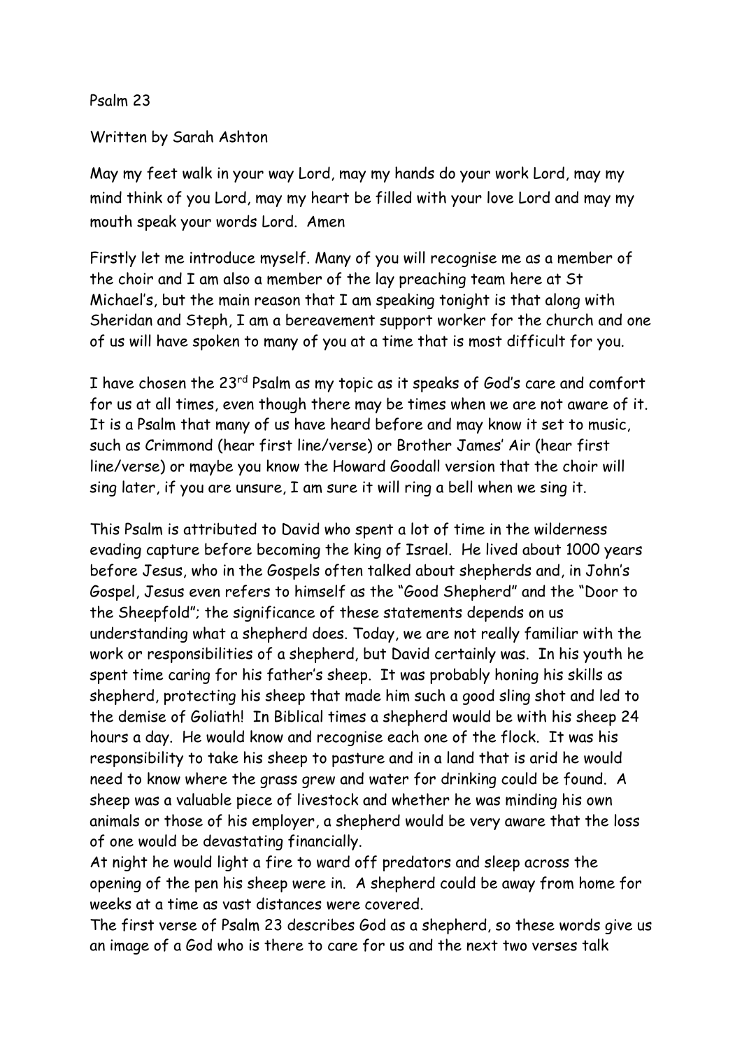Psalm 23

Written by Sarah Ashton

May my feet walk in your way Lord, may my hands do your work Lord, may my mind think of you Lord, may my heart be filled with your love Lord and may my mouth speak your words Lord. Amen

Firstly let me introduce myself. Many of you will recognise me as a member of the choir and I am also a member of the lay preaching team here at St Michael's, but the main reason that I am speaking tonight is that along with Sheridan and Steph, I am a bereavement support worker for the church and one of us will have spoken to many of you at a time that is most difficult for you.

I have chosen the 23rd Psalm as my topic as it speaks of God's care and comfort for us at all times, even though there may be times when we are not aware of it. It is a Psalm that many of us have heard before and may know it set to music, such as Crimmond (hear first line/verse) or Brother James' Air (hear first line/verse) or maybe you know the Howard Goodall version that the choir will sing later, if you are unsure, I am sure it will ring a bell when we sing it.

This Psalm is attributed to David who spent a lot of time in the wilderness evading capture before becoming the king of Israel. He lived about 1000 years before Jesus, who in the Gospels often talked about shepherds and, in John's Gospel, Jesus even refers to himself as the "Good Shepherd" and the "Door to the Sheepfold"; the significance of these statements depends on us understanding what a shepherd does. Today, we are not really familiar with the work or responsibilities of a shepherd, but David certainly was. In his youth he spent time caring for his father's sheep. It was probably honing his skills as shepherd, protecting his sheep that made him such a good sling shot and led to the demise of Goliath! In Biblical times a shepherd would be with his sheep 24 hours a day. He would know and recognise each one of the flock. It was his responsibility to take his sheep to pasture and in a land that is arid he would need to know where the grass grew and water for drinking could be found. A sheep was a valuable piece of livestock and whether he was minding his own animals or those of his employer, a shepherd would be very aware that the loss of one would be devastating financially.

At night he would light a fire to ward off predators and sleep across the opening of the pen his sheep were in. A shepherd could be away from home for weeks at a time as vast distances were covered.

The first verse of Psalm 23 describes God as a shepherd, so these words give us an image of a God who is there to care for us and the next two verses talk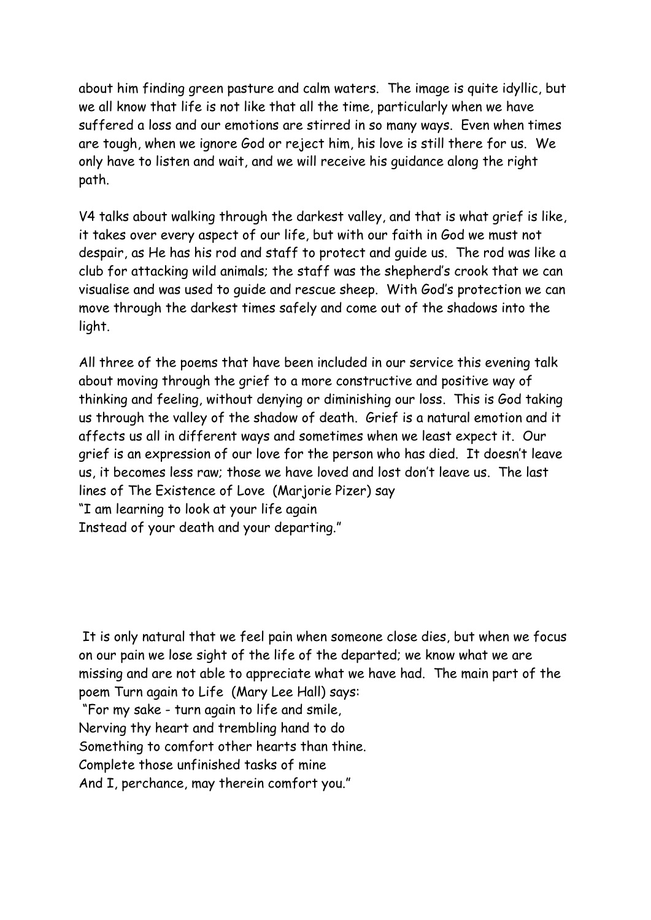about him finding green pasture and calm waters. The image is quite idyllic, but we all know that life is not like that all the time, particularly when we have suffered a loss and our emotions are stirred in so many ways. Even when times are tough, when we ignore God or reject him, his love is still there for us. We only have to listen and wait, and we will receive his guidance along the right path.

V4 talks about walking through the darkest valley, and that is what grief is like, it takes over every aspect of our life, but with our faith in God we must not despair, as He has his rod and staff to protect and guide us. The rod was like a club for attacking wild animals; the staff was the shepherd's crook that we can visualise and was used to guide and rescue sheep. With God's protection we can move through the darkest times safely and come out of the shadows into the light.

All three of the poems that have been included in our service this evening talk about moving through the grief to a more constructive and positive way of thinking and feeling, without denying or diminishing our loss. This is God taking us through the valley of the shadow of death. Grief is a natural emotion and it affects us all in different ways and sometimes when we least expect it. Our grief is an expression of our love for the person who has died. It doesn't leave us, it becomes less raw; those we have loved and lost don't leave us. The last lines of The Existence of Love (Marjorie Pizer) say
"I am learning to look at your life again
Instead of your death and your departing."

It is only natural that we feel pain when someone close dies, but when we focus on our pain we lose sight of the life of the departed; we know what we are missing and are not able to appreciate what we have had. The main part of the poem Turn again to Life (Mary Lee Hall) says:
"For my sake - turn again to life and smile,
Nerving thy heart and trembling hand to do
Something to comfort other hearts than thine.
Complete those unfinished tasks of mine
And I, perchance, may therein comfort you."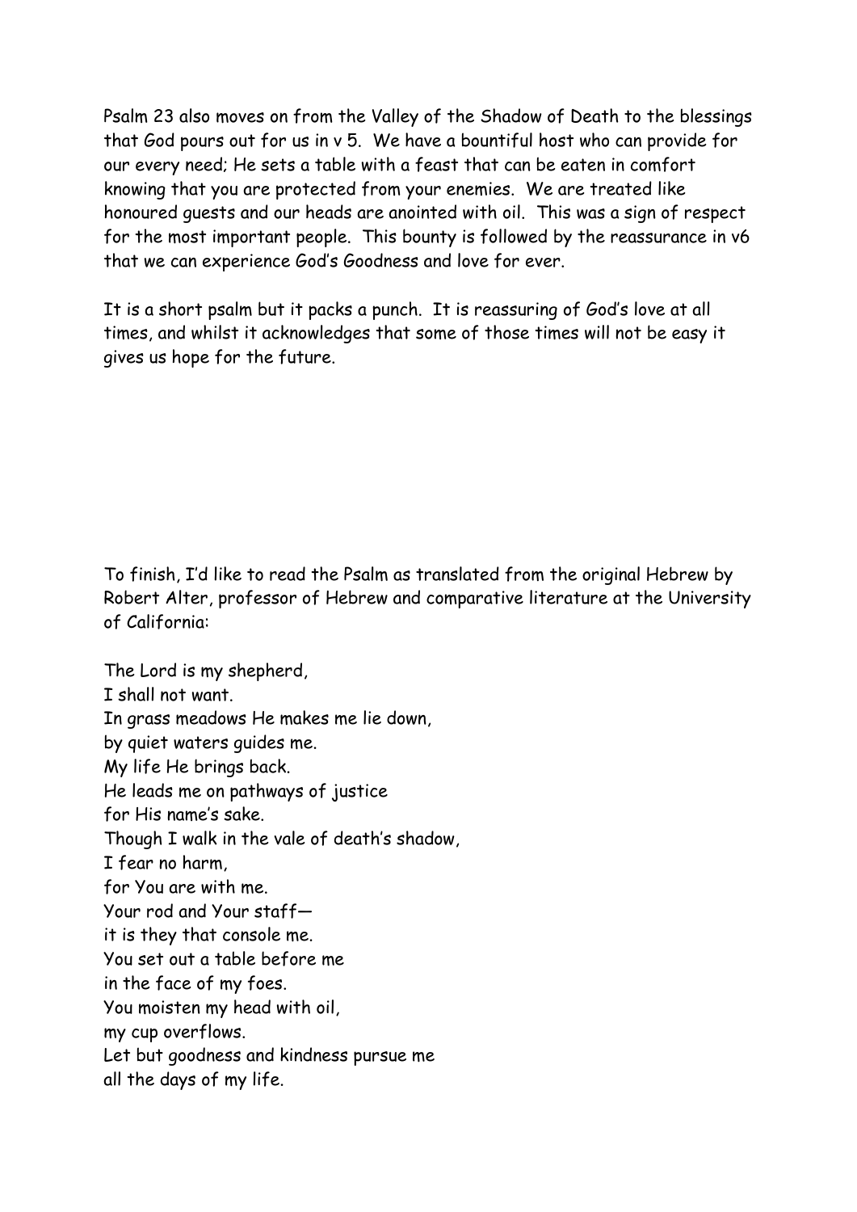Psalm 23 also moves on from the Valley of the Shadow of Death to the blessings that God pours out for us in v 5. We have a bountiful host who can provide for our every need; He sets a table with a feast that can be eaten in comfort knowing that you are protected from your enemies. We are treated like honoured guests and our heads are anointed with oil. This was a sign of respect for the most important people. This bounty is followed by the reassurance in v6 that we can experience God's Goodness and love for ever.

It is a short psalm but it packs a punch. It is reassuring of God's love at all times, and whilst it acknowledges that some of those times will not be easy it gives us hope for the future.

To finish, I'd like to read the Psalm as translated from the original Hebrew by Robert Alter, professor of Hebrew and comparative literature at the University of California:

The Lord is my shepherd,  
I shall not want.  
In grass meadows He makes me lie down,  
by quiet waters guides me.  
My life He brings back.  
He leads me on pathways of justice  
for His name's sake.  
Though I walk in the vale of death's shadow,  
I fear no harm,  
for You are with me.  
Your rod and Your staff—  
it is they that console me.  
You set out a table before me  
in the face of my foes.  
You moisten my head with oil,  
my cup overflows.  
Let but goodness and kindness pursue me  
all the days of my life.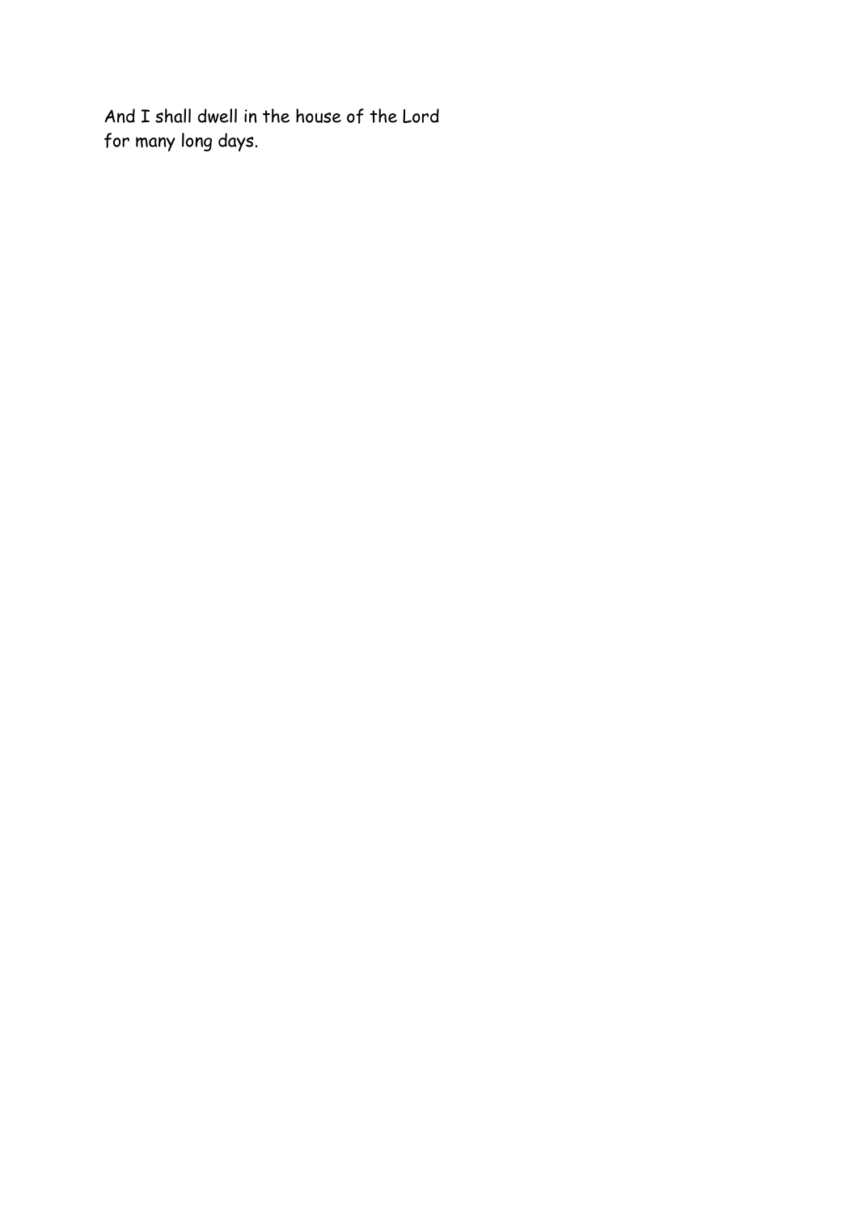And I shall dwell in the house of the Lord
for many long days.